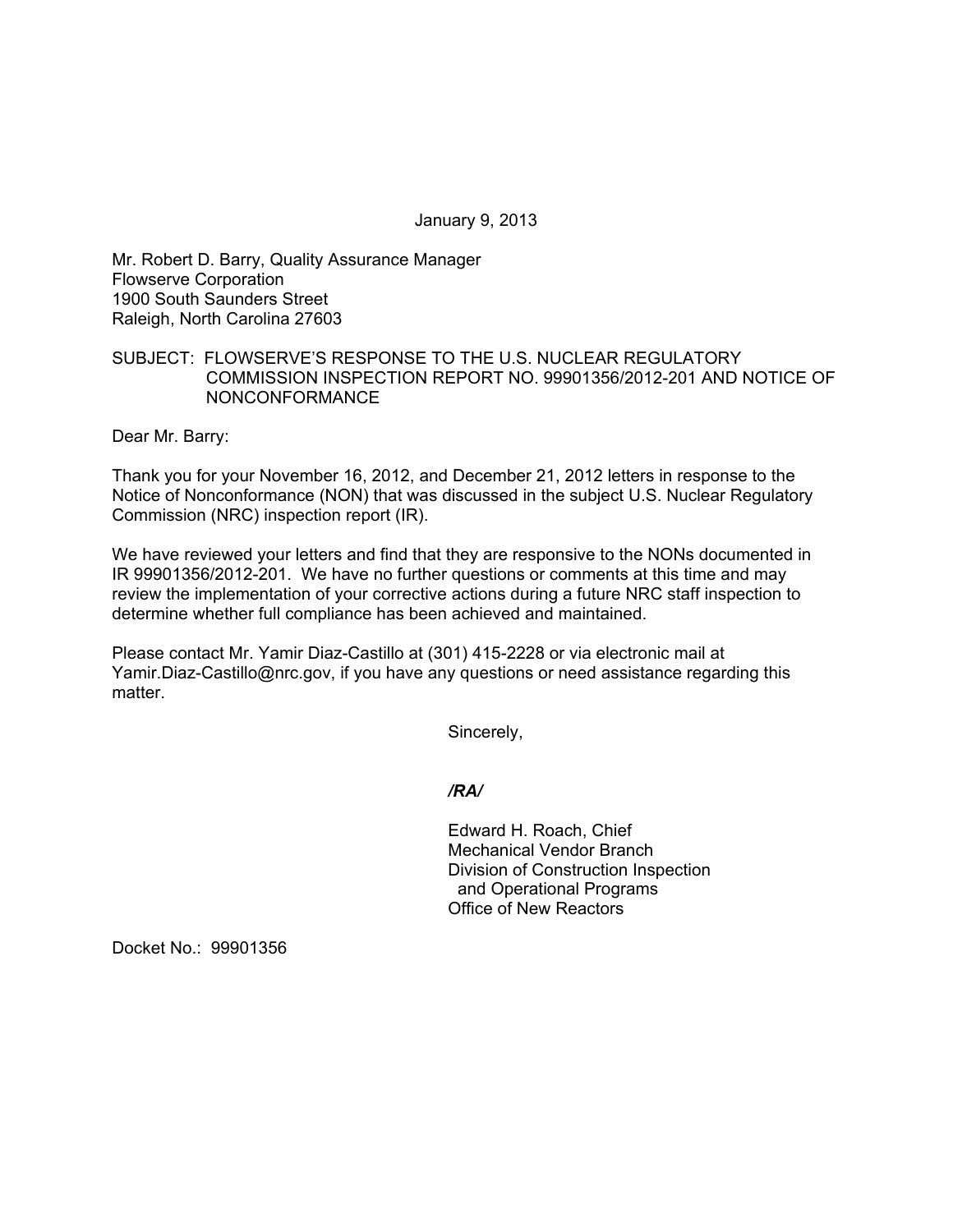January 9, 2013

Mr. Robert D. Barry, Quality Assurance Manager
Flowserve Corporation
1900 South Saunders Street
Raleigh, North Carolina 27603

SUBJECT: FLOWSERVE'S RESPONSE TO THE U.S. NUCLEAR REGULATORY COMMISSION INSPECTION REPORT NO. 99901356/2012-201 AND NOTICE OF NONCONFORMANCE

Dear Mr. Barry:

Thank you for your November 16, 2012, and December 21, 2012 letters in response to the Notice of Nonconformance (NON) that was discussed in the subject U.S. Nuclear Regulatory Commission (NRC) inspection report (IR).

We have reviewed your letters and find that they are responsive to the NONs documented in IR 99901356/2012-201. We have no further questions or comments at this time and may review the implementation of your corrective actions during a future NRC staff inspection to determine whether full compliance has been achieved and maintained.

Please contact Mr. Yamir Diaz-Castillo at (301) 415-2228 or via electronic mail at Yamir.Diaz-Castillo@nrc.gov, if you have any questions or need assistance regarding this matter.

Sincerely,

***/RA/***

Edward H. Roach, Chief
Mechanical Vendor Branch
Division of Construction Inspection
and Operational Programs
Office of New Reactors

Docket No.: 99901356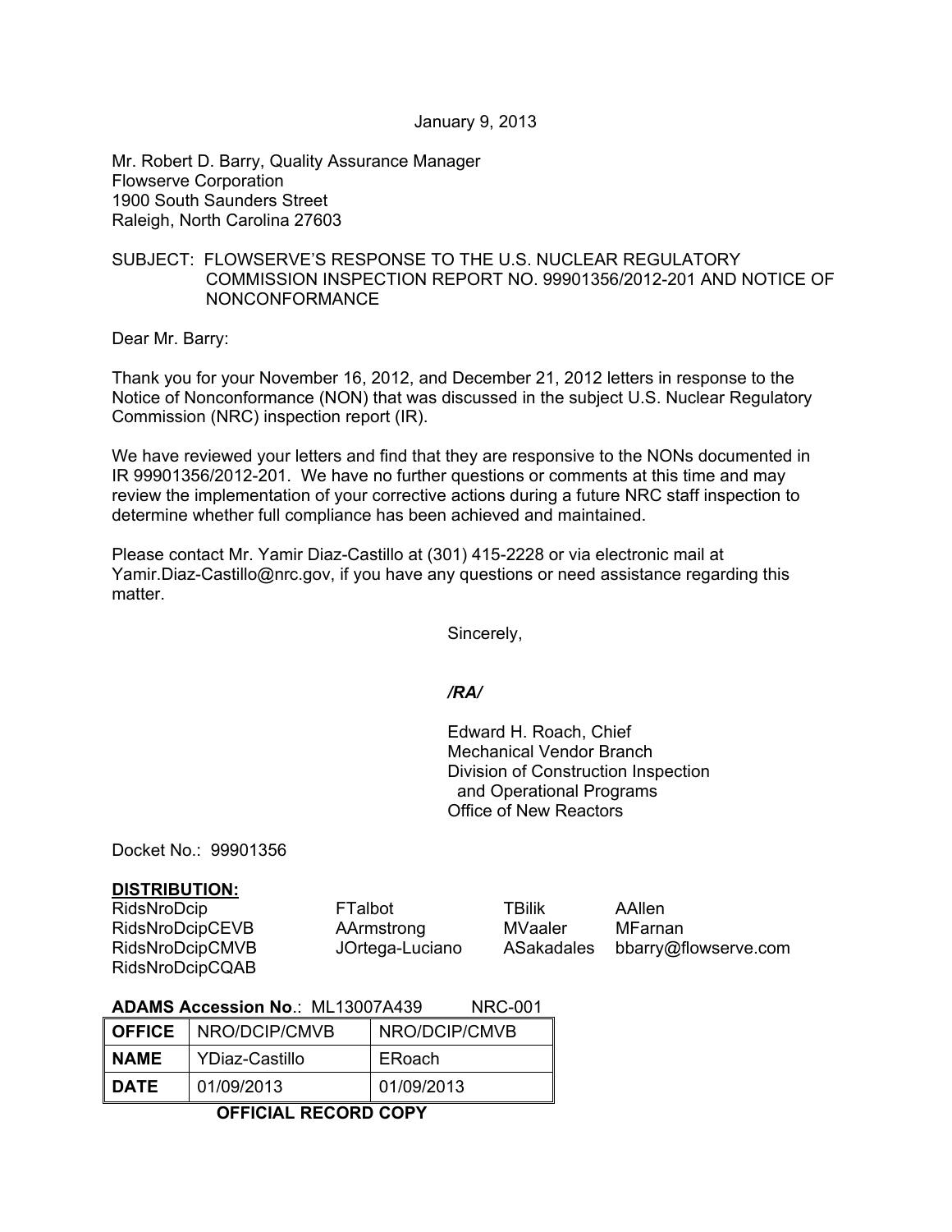January 9, 2013

Mr. Robert D. Barry, Quality Assurance Manager
Flowserve Corporation
1900 South Saunders Street
Raleigh, North Carolina 27603

SUBJECT: FLOWSERVE'S RESPONSE TO THE U.S. NUCLEAR REGULATORY COMMISSION INSPECTION REPORT NO. 99901356/2012-201 AND NOTICE OF NONCONFORMANCE

Dear Mr. Barry:

Thank you for your November 16, 2012, and December 21, 2012 letters in response to the Notice of Nonconformance (NON) that was discussed in the subject U.S. Nuclear Regulatory Commission (NRC) inspection report (IR).

We have reviewed your letters and find that they are responsive to the NONs documented in IR 99901356/2012-201. We have no further questions or comments at this time and may review the implementation of your corrective actions during a future NRC staff inspection to determine whether full compliance has been achieved and maintained.

Please contact Mr. Yamir Diaz-Castillo at (301) 415-2228 or via electronic mail at Yamir.Diaz-Castillo@nrc.gov, if you have any questions or need assistance regarding this matter.

Sincerely,

*/RA/*

Edward H. Roach, Chief
Mechanical Vendor Branch
Division of Construction Inspection
and Operational Programs
Office of New Reactors

Docket No.: 99901356

**DISTRIBUTION:**

| | | | |
|---|---|---|---|
| RidsNroDcip | FTalbot | TBilik | AAllen |
| RidsNroDcipCEVB | AArmstrong | MVaaler | MFarnan |
| RidsNroDcipCMVB | JOrtega-Luciano | ASakadales | bbarry@flowserve.com |
| RidsNroDcipCQAB | | | |

**ADAMS Accession No**.: ML13007A439 NRC-001

| **OFFICE** | NRO/DCIP/CMVB | NRO/DCIP/CMVB |
|---|---|---|
| **NAME** | YDiaz-Castillo | ERoach |
| **DATE** | 01/09/2013 | 01/09/2013 |

**OFFICIAL RECORD COPY**